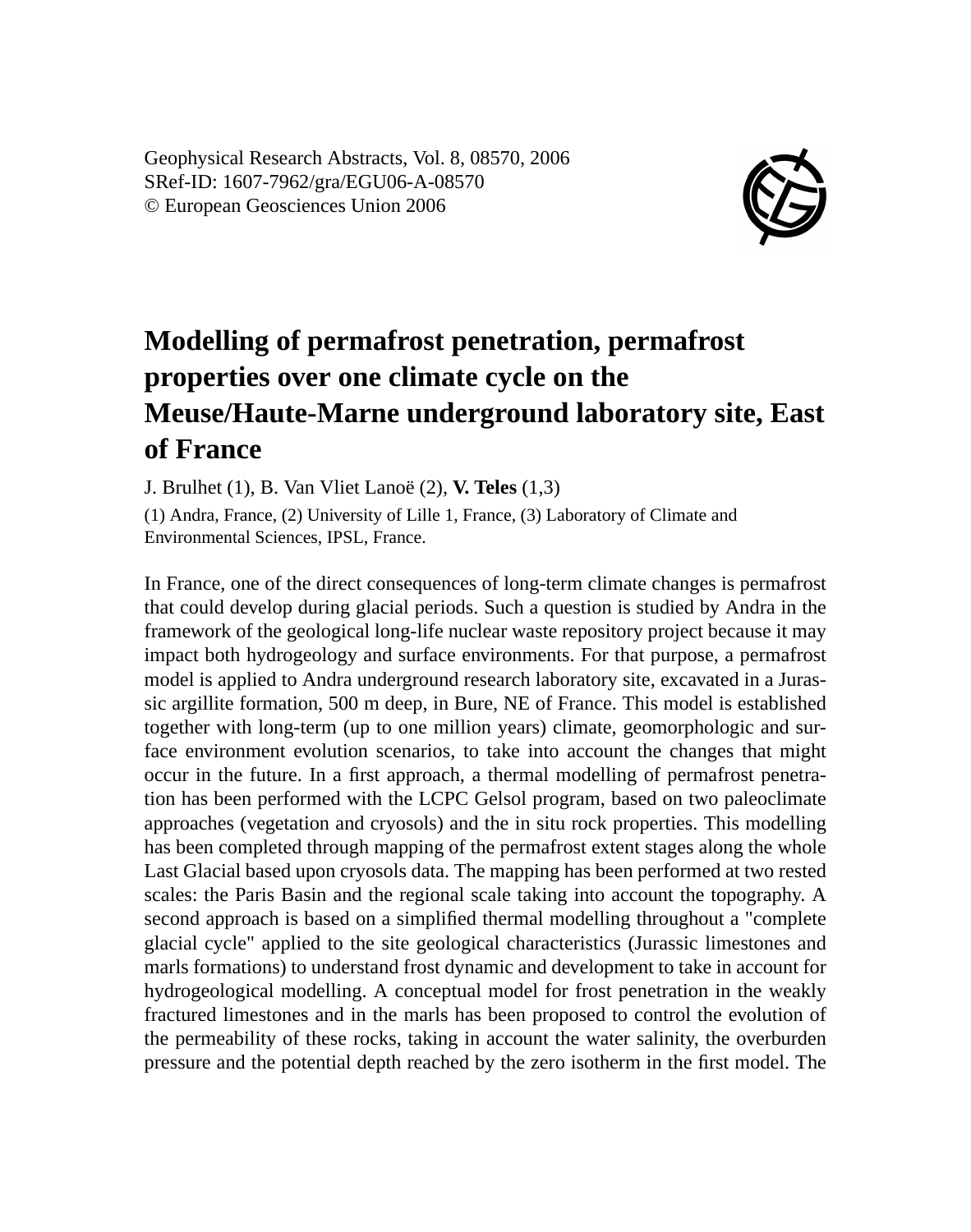Geophysical Research Abstracts, Vol. 8, 08570, 2006
SRef-ID: 1607-7962/gra/EGU06-A-08570
© European Geosciences Union 2006

# Modelling of permafrost penetration, permafrost properties over one climate cycle on the Meuse/Haute-Marne underground laboratory site, East of France

J. Brulhet (1), B. Van Vliet Lanoë (2), **V. Teles** (1,3)

(1) Andra, France, (2) University of Lille 1, France, (3) Laboratory of Climate and Environmental Sciences, IPSL, France.

In France, one of the direct consequences of long-term climate changes is permafrost that could develop during glacial periods. Such a question is studied by Andra in the framework of the geological long-life nuclear waste repository project because it may impact both hydrogeology and surface environments. For that purpose, a permafrost model is applied to Andra underground research laboratory site, excavated in a Jurassic argillite formation, 500 m deep, in Bure, NE of France. This model is established together with long-term (up to one million years) climate, geomorphologic and surface environment evolution scenarios, to take into account the changes that might occur in the future. In a first approach, a thermal modelling of permafrost penetration has been performed with the LCPC Gelsol program, based on two paleoclimate approaches (vegetation and cryosols) and the in situ rock properties. This modelling has been completed through mapping of the permafrost extent stages along the whole Last Glacial based upon cryosols data. The mapping has been performed at two rested scales: the Paris Basin and the regional scale taking into account the topography. A second approach is based on a simplified thermal modelling throughout a "complete glacial cycle" applied to the site geological characteristics (Jurassic limestones and marls formations) to understand frost dynamic and development to take in account for hydrogeological modelling. A conceptual model for frost penetration in the weakly fractured limestones and in the marls has been proposed to control the evolution of the permeability of these rocks, taking in account the water salinity, the overburden pressure and the potential depth reached by the zero isotherm in the first model. The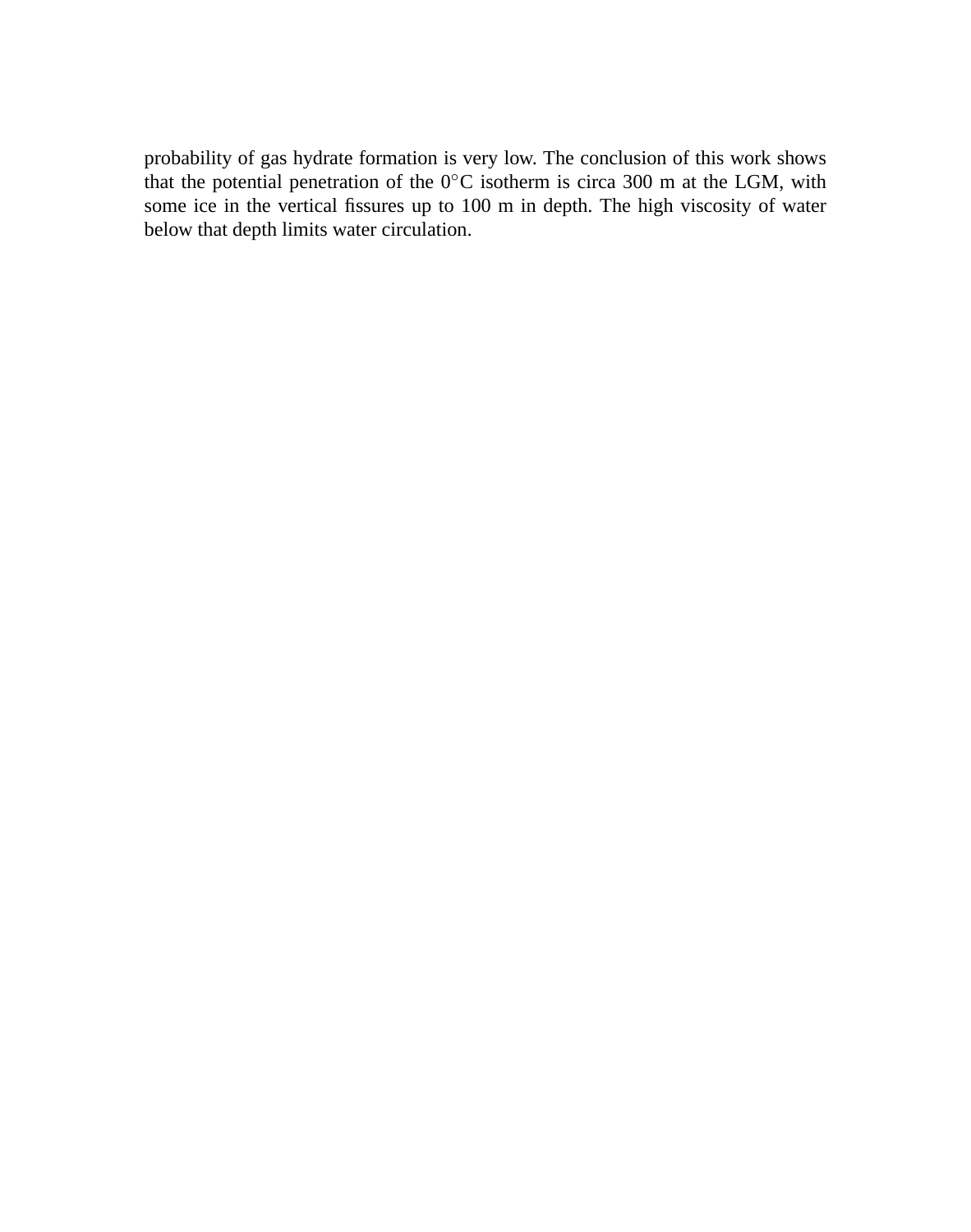probability of gas hydrate formation is very low. The conclusion of this work shows that the potential penetration of the $0^{\circ}$C isotherm is circa 300 m at the LGM, with some ice in the vertical fissures up to 100 m in depth. The high viscosity of water below that depth limits water circulation.